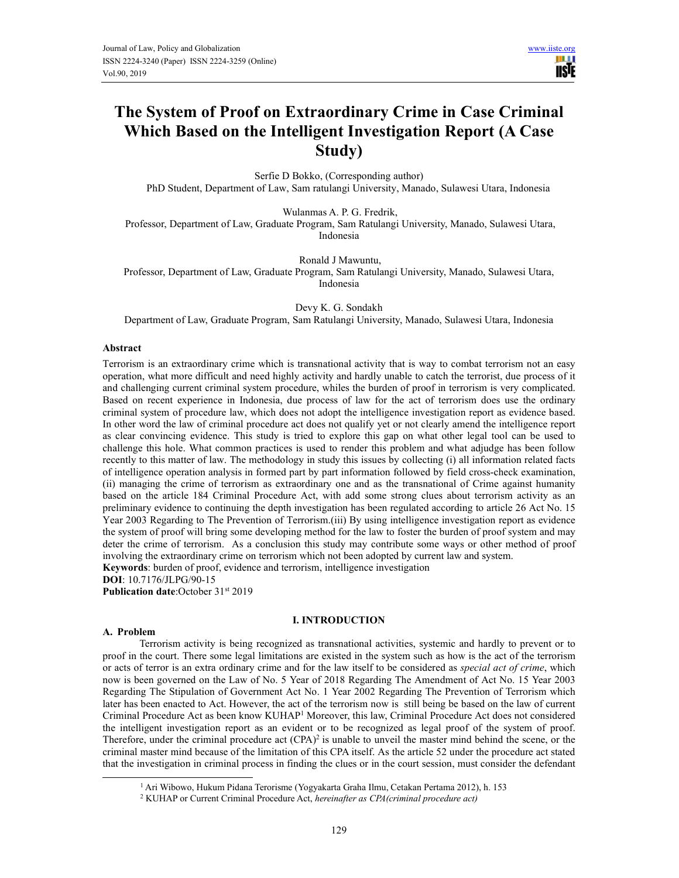# The System of Proof on Extraordinary Crime in Case Criminal Which Based on the Intelligent Investigation Report (A Case Study)

Serfie D Bokko, (Corresponding author)
PhD Student, Department of Law, Sam ratulangi University, Manado, Sulawesi Utara, Indonesia

Wulanmas A. P. G. Fredrik,
Professor, Department of Law, Graduate Program, Sam Ratulangi University, Manado, Sulawesi Utara, Indonesia

Ronald J Mawuntu,
Professor, Department of Law, Graduate Program, Sam Ratulangi University, Manado, Sulawesi Utara, Indonesia

Devy K. G. Sondakh
Department of Law, Graduate Program, Sam Ratulangi University, Manado, Sulawesi Utara, Indonesia

## Abstract

Terrorism is an extraordinary crime which is transnational activity that is way to combat terrorism not an easy operation, what more difficult and need highly activity and hardly unable to catch the terrorist, due process of it and challenging current criminal system procedure, whiles the burden of proof in terrorism is very complicated. Based on recent experience in Indonesia, due process of law for the act of terrorism does use the ordinary criminal system of procedure law, which does not adopt the intelligence investigation report as evidence based. In other word the law of criminal procedure act does not qualify yet or not clearly amend the intelligence report as clear convincing evidence. This study is tried to explore this gap on what other legal tool can be used to challenge this hole. What common practices is used to render this problem and what adjudge has been follow recently to this matter of law. The methodology in study this issues by collecting (i) all information related facts of intelligence operation analysis in formed part by part information followed by field cross-check examination, (ii) managing the crime of terrorism as extraordinary one and as the transnational of Crime against humanity based on the article 184 Criminal Procedure Act, with add some strong clues about terrorism activity as an preliminary evidence to continuing the depth investigation has been regulated according to article 26 Act No. 15 Year 2003 Regarding to The Prevention of Terrorism.(iii) By using intelligence investigation report as evidence the system of proof will bring some developing method for the law to foster the burden of proof system and may deter the crime of terrorism. As a conclusion this study may contribute some ways or other method of proof involving the extraordinary crime on terrorism which not been adopted by current law and system.

**Keywords**: burden of proof, evidence and terrorism, intelligence investigation

**DOI**: 10.7176/JLPG/90-15

**Publication date**:October 31st 2019

## I. INTRODUCTION

### A. Problem

Terrorism activity is being recognized as transnational activities, systemic and hardly to prevent or to proof in the court. There some legal limitations are existed in the system such as how is the act of the terrorism or acts of terror is an extra ordinary crime and for the law itself to be considered as *special act of crime*, which now is been governed on the Law of No. 5 Year of 2018 Regarding The Amendment of Act No. 15 Year 2003 Regarding The Stipulation of Government Act No. 1 Year 2002 Regarding The Prevention of Terrorism which later has been enacted to Act. However, the act of the terrorism now is still being be based on the law of current Criminal Procedure Act as been know KUHAP[1] Moreover, this law, Criminal Procedure Act does not considered the intelligent investigation report as an evident or to be recognized as legal proof of the system of proof. Therefore, under the criminal procedure act (CPA)[2] is unable to unveil the master mind behind the scene, or the criminal master mind because of the limitation of this CPA itself. As the article 52 under the procedure act stated that the investigation in criminal process in finding the clues or in the court session, must consider the defendant

---

[1] Ari Wibowo, Hukum Pidana Terorisme (Yogyakarta Graha Ilmu, Cetakan Pertama 2012), h. 153

[2] KUHAP or Current Criminal Procedure Act, *hereinafter as CPA(criminal procedure act)*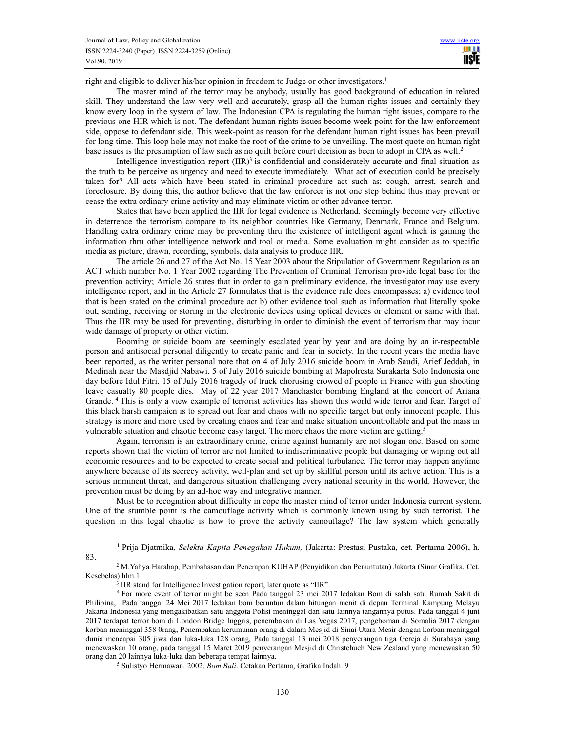right and eligible to deliver his/her opinion in freedom to Judge or other investigators.[1]

The master mind of the terror may be anybody, usually has good background of education in related skill. They understand the law very well and accurately, grasp all the human rights issues and certainly they know every loop in the system of law. The Indonesian CPA is regulating the human right issues, compare to the previous one HIR which is not. The defendant human rights issues become week point for the law enforcement side, oppose to defendant side. This week-point as reason for the defendant human right issues has been prevail for long time. This loop hole may not make the root of the crime to be unveiling. The most quote on human right base issues is the presumption of law such as no quilt before court decision as been to adopt in CPA as well.[2]

Intelligence investigation report (IIR)[3] is confidential and considerately accurate and final situation as the truth to be perceive as urgency and need to execute immediately. What act of execution could be precisely taken for? All acts which have been stated in criminal procedure act such as; cough, arrest, search and foreclosure. By doing this, the author believe that the law enforcer is not one step behind thus may prevent or cease the extra ordinary crime activity and may eliminate victim or other advance terror.

States that have been applied the IIR for legal evidence is Netherland. Seemingly become very effective in deterrence the terrorism compare to its neighbor countries like Germany, Denmark, France and Belgium. Handling extra ordinary crime may be preventing thru the existence of intelligent agent which is gaining the information thru other intelligence network and tool or media. Some evaluation might consider as to specific media as picture, drawn, recording, symbols, data analysis to produce IIR.

The article 26 and 27 of the Act No. 15 Year 2003 about the Stipulation of Government Regulation as an ACT which number No. 1 Year 2002 regarding The Prevention of Criminal Terrorism provide legal base for the prevention activity; Article 26 states that in order to gain preliminary evidence, the investigator may use every intelligence report, and in the Article 27 formulates that is the evidence rule does encompasses; a) evidence tool that is been stated on the criminal procedure act b) other evidence tool such as information that literally spoke out, sending, receiving or storing in the electronic devices using optical devices or element or same with that. Thus the IIR may be used for preventing, disturbing in order to diminish the event of terrorism that may incur wide damage of property or other victim.

Booming or suicide boom are seemingly escalated year by year and are doing by an ir-respectable person and antisocial personal diligently to create panic and fear in society. In the recent years the media have been reported, as the writer personal note that on 4 of July 2016 suicide boom in Arab Saudi, Arief Jeddah, in Medinah near the Masdjid Nabawi. 5 of July 2016 suicide bombing at Mapolresta Surakarta Solo Indonesia one day before Idul Fitri. 15 of July 2016 tragedy of truck chorusing crowed of people in France with gun shooting leave casualty 80 people dies. May of 22 year 2017 Manchaster bombing England at the concert of Ariana Grande. [4] This is only a view example of terrorist activities has shown this world wide terror and fear. Target of this black harsh campaien is to spread out fear and chaos with no specific target but only innocent people. This strategy is more and more used by creating chaos and fear and make situation uncontrollable and put the mass in vulnerable situation and chaotic become easy target. The more chaos the more victim are getting.[5]

Again, terrorism is an extraordinary crime, crime against humanity are not slogan one. Based on some reports shown that the victim of terror are not limited to indiscriminative people but damaging or wiping out all economic resources and to be expected to create social and political turbulance. The terror may happen anytime anywhere because of its secrecy activity, well-plan and set up by skillful person until its active action. This is a serious imminent threat, and dangerous situation challenging every national security in the world. However, the prevention must be doing by an ad-hoc way and integrative manner.

Must be to recognition about difficulty in cope the master mind of terror under Indonesia current system. One of the stumble point is the camouflage activity which is commonly known using by such terrorist. The question in this legal chaotic is how to prove the activity camouflage? The law system which generally

---

[1] Prija Djatmika, *Selekta Kapita Penegakan Hukum,* (Jakarta: Prestasi Pustaka, cet. Pertama 2006), h. 83.

[2] M.Yahya Harahap, Pembahasan dan Penerapan KUHAP (Penyidikan dan Penuntutan) Jakarta (Sinar Grafika, Cet. Kesebelas) hlm.1

[3] IIR stand for Intelligence Investigation report, later quote as "IIR"

[4] For more event of terror might be seen Pada tanggal 23 mei 2017 ledakan Bom di salah satu Rumah Sakit di Philipina, Pada tanggal 24 Mei 2017 ledakan bom beruntun dalam hitungan menit di depan Terminal Kampung Melayu Jakarta Indonesia yang mengakibatkan satu anggota Polisi meninggal dan satu lainnya tangannya putus. Pada tanggal 4 juni 2017 terdapat terror bom di London Bridge Inggris, penembakan di Las Vegas 2017, pengeboman di Somalia 2017 dengan korban meninggal 358 0rang, Penembakan kerumunan orang di dalam Mesjid di Sinai Utara Mesir dengan korban meninggal dunia mencapai 305 jiwa dan luka-luka 128 orang, Pada tanggal 13 mei 2018 penyerangan tiga Gereja di Surabaya yang menewaskan 10 orang, pada tanggal 15 Maret 2019 penyerangan Mesjid di Christchuch New Zealand yang menewaskan 50 orang dan 20 lainnya luka-luka dan beberapa tempat lainnya.

[5] Sulistyo Hermawan. 2002. *Bom Bali*. Cetakan Pertama, Grafika Indah. 9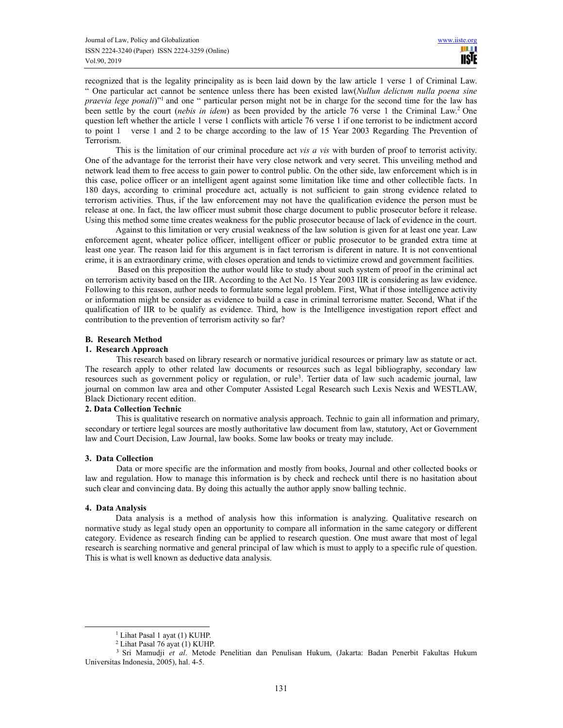recognized that is the legality principality as is been laid down by the law article 1 verse 1 of Criminal Law. " One particular act cannot be sentence unless there has been existed law(*Nullun delictum nulla poena sine praevia lege ponali*)"[1] and one " particular person might not be in charge for the second time for the law has been settle by the court (*nebis in idem*) as been provided by the article 76 verse 1 the Criminal Law.[2] One question left whether the article 1 verse 1 conflicts with article 76 verse 1 if one terrorist to be indictment accord to point 1 verse 1 and 2 to be charge according to the law of 15 Year 2003 Regarding The Prevention of Terrorism.

This is the limitation of our criminal procedure act *vis a vis* with burden of proof to terrorist activity. One of the advantage for the terrorist their have very close network and very secret. This unveiling method and network lead them to free access to gain power to control public. On the other side, law enforcement which is in this case, police officer or an intelligent agent against some limitation like time and other collectible facts. 1n 180 days, according to criminal procedure act, actually is not sufficient to gain strong evidence related to terrorism activities. Thus, if the law enforcement may not have the qualification evidence the person must be release at one. In fact, the law officer must submit those charge document to public prosecutor before it release. Using this method some time creates weakness for the public prosecutor because of lack of evidence in the court.

Against to this limitation or very crusial weakness of the law solution is given for at least one year. Law enforcement agent, wheater police officer, intelligent officer or public prosecutor to be granded extra time at least one year. The reason laid for this argument is in fact terrorism is diferent in nature. It is not conventional crime, it is an extraordinary crime, with closes operation and tends to victimize crowd and government facilities.

Based on this preposition the author would like to study about such system of proof in the criminal act on terrorism activity based on the IIR. According to the Act No. 15 Year 2003 IIR is considering as law evidence. Following to this reason, author needs to formulate some legal problem. First, What if those intelligence activity or information might be consider as evidence to build a case in criminal terrorisme matter. Second, What if the qualification of IIR to be qualify as evidence. Third, how is the Intelligence investigation report effect and contribution to the prevention of terrorism activity so far?

## B. Research Method

### 1. Research Approach

This research based on library research or normative juridical resources or primary law as statute or act. The research apply to other related law documents or resources such as legal bibliography, secondary law resources such as government policy or regulation, or rule[3]. Tertier data of law such academic journal, law journal on common law area and other Computer Assisted Legal Research such Lexis Nexis and WESTLAW, Black Dictionary recent edition.

### 2. Data Collection Technic

This is qualitative research on normative analysis approach. Technic to gain all information and primary, secondary or tertiere legal sources are mostly authoritative law document from law, statutory, Act or Government law and Court Decision, Law Journal, law books. Some law books or treaty may include.

### 3. Data Collection

Data or more specific are the information and mostly from books, Journal and other collected books or law and regulation. How to manage this information is by check and recheck until there is no hasitation about such clear and convincing data. By doing this actually the author apply snow balling technic.

### 4. Data Analysis

Data analysis is a method of analysis how this information is analyzing. Qualitative research on normative study as legal study open an opportunity to compare all information in the same category or different category. Evidence as research finding can be applied to research question. One must aware that most of legal research is searching normative and general principal of law which is must to apply to a specific rule of question. This is what is well known as deductive data analysis.

---

[1] Lihat Pasal 1 ayat (1) KUHP.

[2] Lihat Pasal 76 ayat (1) KUHP.

[3] Sri Mamudji *et al*. Metode Penelitian dan Penulisan Hukum, (Jakarta: Badan Penerbit Fakultas Hukum Universitas Indonesia, 2005), hal. 4-5.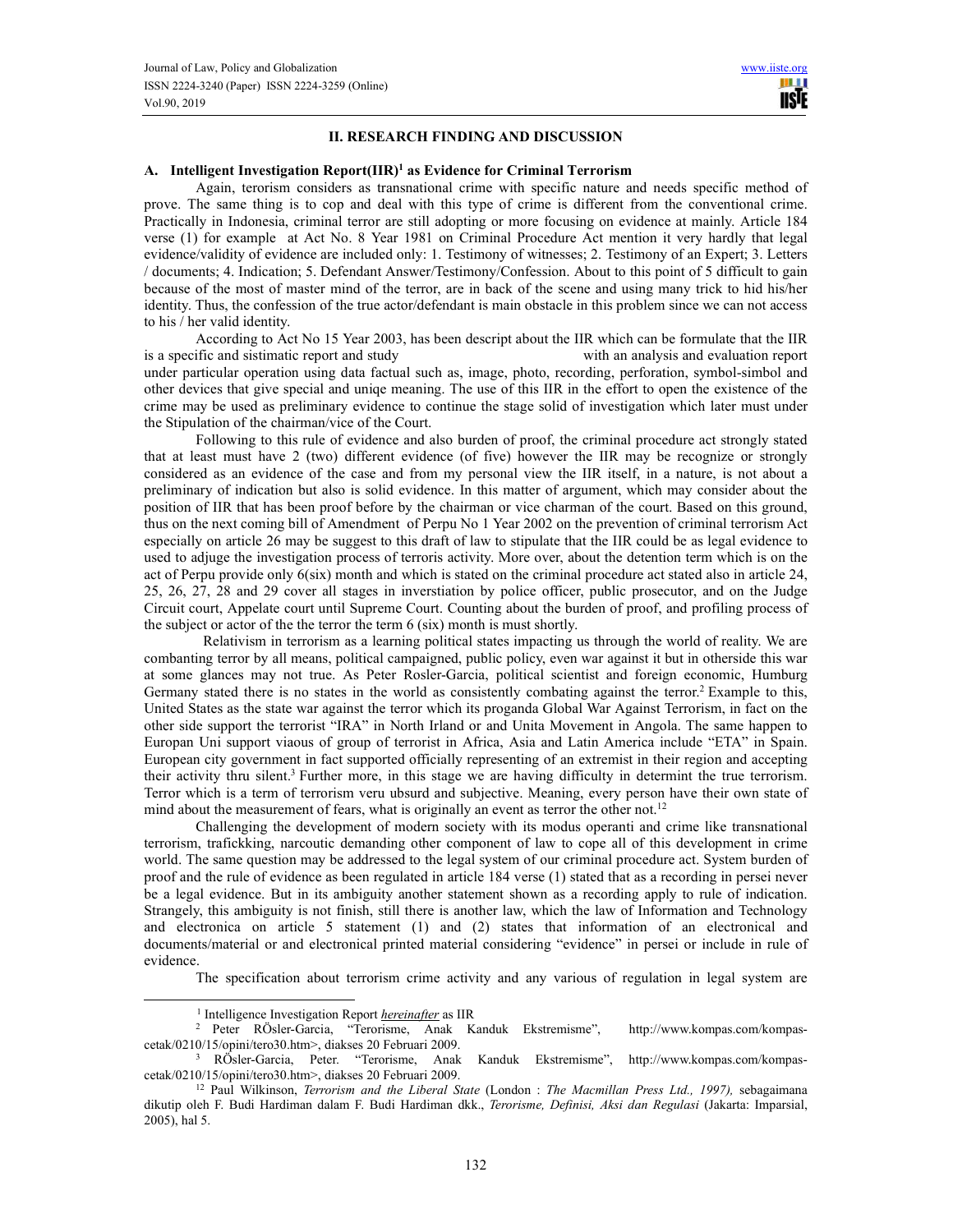## II. RESEARCH FINDING AND DISCUSSION

### A. Intelligent Investigation Report(IIR)[1] as Evidence for Criminal Terrorism

Again, terorism considers as transnational crime with specific nature and needs specific method of prove. The same thing is to cop and deal with this type of crime is different from the conventional crime. Practically in Indonesia, criminal terror are still adopting or more focusing on evidence at mainly. Article 184 verse (1) for example at Act No. 8 Year 1981 on Criminal Procedure Act mention it very hardly that legal evidence/validity of evidence are included only: 1. Testimony of witnesses; 2. Testimony of an Expert; 3. Letters / documents; 4. Indication; 5. Defendant Answer/Testimony/Confession. About to this point of 5 difficult to gain because of the most of master mind of the terror, are in back of the scene and using many trick to hid his/her identity. Thus, the confession of the true actor/defendant is main obstacle in this problem since we can not access to his / her valid identity.

According to Act No 15 Year 2003, has been descript about the IIR which can be formulate that the IIR is a specific and sistimatic report and study with an analysis and evaluation report under particular operation using data factual such as, image, photo, recording, perforation, symbol-simbol and other devices that give special and uniqe meaning. The use of this IIR in the effort to open the existence of the crime may be used as preliminary evidence to continue the stage solid of investigation which later must under the Stipulation of the chairman/vice of the Court.

Following to this rule of evidence and also burden of proof, the criminal procedure act strongly stated that at least must have 2 (two) different evidence (of five) however the IIR may be recognize or strongly considered as an evidence of the case and from my personal view the IIR itself, in a nature, is not about a preliminary of indication but also is solid evidence. In this matter of argument, which may consider about the position of IIR that has been proof before by the chairman or vice charman of the court. Based on this ground, thus on the next coming bill of Amendment of Perpu No 1 Year 2002 on the prevention of criminal terrorism Act especially on article 26 may be suggest to this draft of law to stipulate that the IIR could be as legal evidence to used to adjuge the investigation process of terroris activity. More over, about the detention term which is on the act of Perpu provide only 6(six) month and which is stated on the criminal procedure act stated also in article 24, 25, 26, 27, 28 and 29 cover all stages in inverstiation by police officer, public prosecutor, and on the Judge Circuit court, Appelate court until Supreme Court. Counting about the burden of proof, and profiling process of the subject or actor of the the terror the term 6 (six) month is must shortly.

Relativism in terrorism as a learning political states impacting us through the world of reality. We are combanting terror by all means, political campaigned, public policy, even war against it but in otherside this war at some glances may not true. As Peter Rosler-Garcia, political scientist and foreign economic, Humburg Germany stated there is no states in the world as consistently combating against the terror.[2] Example to this, United States as the state war against the terror which its proganda Global War Against Terrorism, in fact on the other side support the terrorist "IRA" in North Irland or and Unita Movement in Angola. The same happen to Europan Uni support viaous of group of terrorist in Africa, Asia and Latin America include "ETA" in Spain. European city government in fact supported officially representing of an extremist in their region and accepting their activity thru silent.[3] Further more, in this stage we are having difficulty in determint the true terrorism. Terror which is a term of terrorism veru ubsurd and subjective. Meaning, every person have their own state of mind about the measurement of fears, what is originally an event as terror the other not.[12]

Challenging the development of modern society with its modus operanti and crime like transnational terrorism, trafickking, narcoutic demanding other component of law to cope all of this development in crime world. The same question may be addressed to the legal system of our criminal procedure act. System burden of proof and the rule of evidence as been regulated in article 184 verse (1) stated that as a recording in persei never be a legal evidence. But in its ambiguity another statement shown as a recording apply to rule of indication. Strangely, this ambiguity is not finish, still there is another law, which the law of Information and Technology and electronica on article 5 statement (1) and (2) states that information of an electronical and documents/material or and electronical printed material considering "evidence" in persei or include in rule of evidence.

The specification about terrorism crime activity and any various of regulation in legal system are

---

[1] Intelligence Investigation Report *hereinafter* as IIR

[2] Peter RÖsler-Garcia, "Terorisme, Anak Kanduk Ekstremisme", http://www.kompas.com/kompas-cetak/0210/15/opini/tero30.htm>, diakses 20 Februari 2009.

[3] RÖsler-Garcia, Peter. "Terorisme, Anak Kanduk Ekstremisme", http://www.kompas.com/kompas-cetak/0210/15/opini/tero30.htm>, diakses 20 Februari 2009.

[12] Paul Wilkinson, *Terrorism and the Liberal State* (London : *The Macmillan Press Ltd., 1997),* sebagaimana dikutip oleh F. Budi Hardiman dalam F. Budi Hardiman dkk., *Terorisme, Definisi, Aksi dan Regulasi* (Jakarta: Imparsial, 2005), hal 5.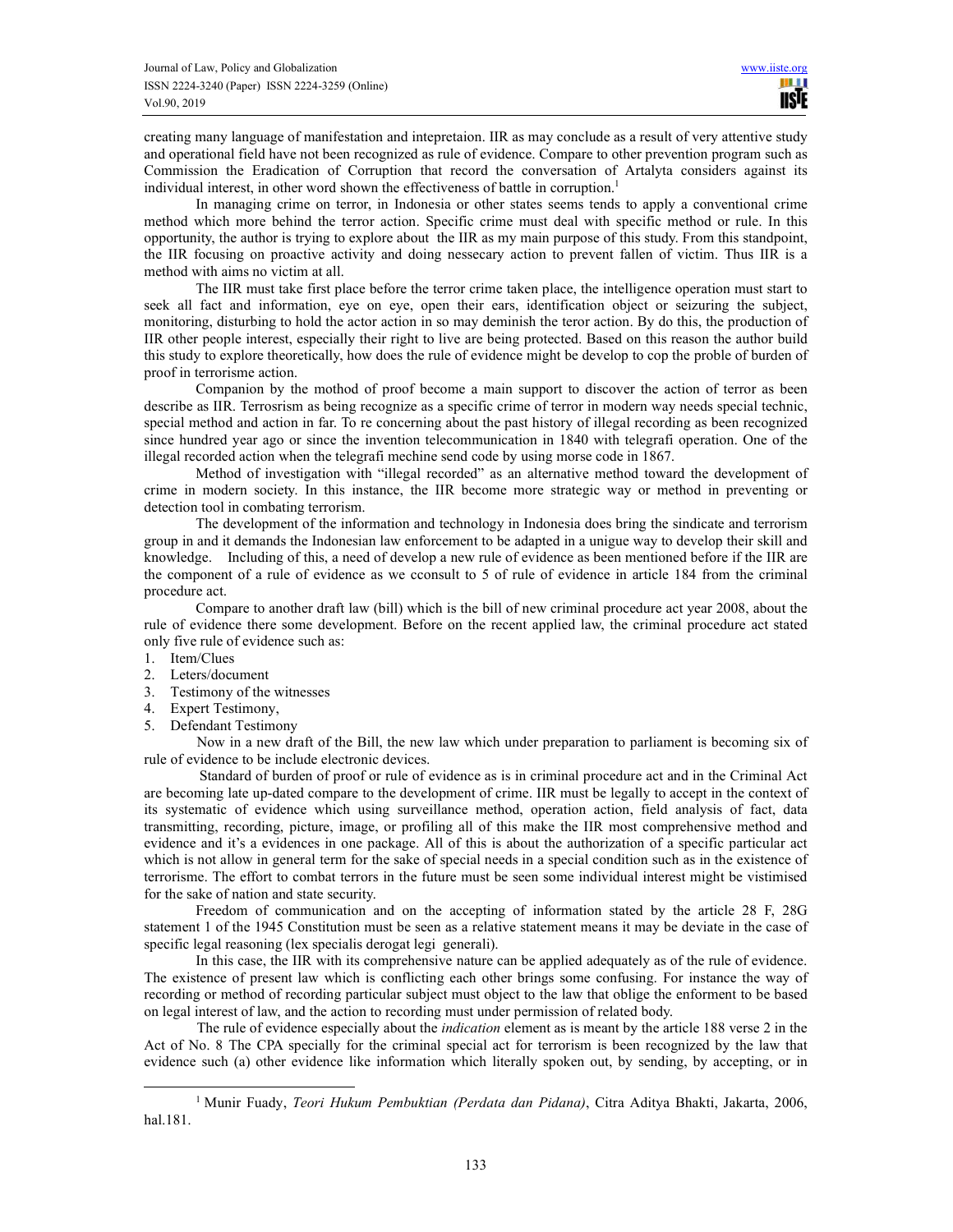creating many language of manifestation and intepretaion. IIR as may conclude as a result of very attentive study and operational field have not been recognized as rule of evidence. Compare to other prevention program such as Commission the Eradication of Corruption that record the conversation of Artalyta considers against its individual interest, in other word shown the effectiveness of battle in corruption.[1]

In managing crime on terror, in Indonesia or other states seems tends to apply a conventional crime method which more behind the terror action. Specific crime must deal with specific method or rule. In this opportunity, the author is trying to explore about the IIR as my main purpose of this study. From this standpoint, the IIR focusing on proactive activity and doing nessecary action to prevent fallen of victim. Thus IIR is a method with aims no victim at all.

The IIR must take first place before the terror crime taken place, the intelligence operation must start to seek all fact and information, eye on eye, open their ears, identification object or seizuring the subject, monitoring, disturbing to hold the actor action in so may deminish the teror action. By do this, the production of IIR other people interest, especially their right to live are being protected. Based on this reason the author build this study to explore theoretically, how does the rule of evidence might be develop to cop the proble of burden of proof in terrorisme action.

Companion by the mothod of proof become a main support to discover the action of terror as been describe as IIR. Terrosrism as being recognize as a specific crime of terror in modern way needs special technic, special method and action in far. To re concerning about the past history of illegal recording as been recognized since hundred year ago or since the invention telecommunication in 1840 with telegrafi operation. One of the illegal recorded action when the telegrafi mechine send code by using morse code in 1867.

Method of investigation with "illegal recorded" as an alternative method toward the development of crime in modern society. In this instance, the IIR become more strategic way or method in preventing or detection tool in combating terrorism.

The development of the information and technology in Indonesia does bring the sindicate and terrorism group in and it demands the Indonesian law enforcement to be adapted in a unigue way to develop their skill and knowledge. Including of this, a need of develop a new rule of evidence as been mentioned before if the IIR are the component of a rule of evidence as we cconsult to 5 of rule of evidence in article 184 from the criminal procedure act.

Compare to another draft law (bill) which is the bill of new criminal procedure act year 2008, about the rule of evidence there some development. Before on the recent applied law, the criminal procedure act stated only five rule of evidence such as:

1. Item/Clues
2. Leters/document
3. Testimony of the witnesses
4. Expert Testimony,
5. Defendant Testimony

Now in a new draft of the Bill, the new law which under preparation to parliament is becoming six of rule of evidence to be include electronic devices.

Standard of burden of proof or rule of evidence as is in criminal procedure act and in the Criminal Act are becoming late up-dated compare to the development of crime. IIR must be legally to accept in the context of its systematic of evidence which using surveillance method, operation action, field analysis of fact, data transmitting, recording, picture, image, or profiling all of this make the IIR most comprehensive method and evidence and it's a evidences in one package. All of this is about the authorization of a specific particular act which is not allow in general term for the sake of special needs in a special condition such as in the existence of terrorisme. The effort to combat terrors in the future must be seen some individual interest might be vistimised for the sake of nation and state security.

Freedom of communication and on the accepting of information stated by the article 28 F, 28G statement 1 of the 1945 Constitution must be seen as a relative statement means it may be deviate in the case of specific legal reasoning (lex specialis derogat legi generali).

In this case, the IIR with its comprehensive nature can be applied adequately as of the rule of evidence. The existence of present law which is conflicting each other brings some confusing. For instance the way of recording or method of recording particular subject must object to the law that oblige the enforment to be based on legal interest of law, and the action to recording must under permission of related body.

The rule of evidence especially about the *indication* element as is meant by the article 188 verse 2 in the Act of No. 8 The CPA specially for the criminal special act for terrorism is been recognized by the law that evidence such (a) other evidence like information which literally spoken out, by sending, by accepting, or in

[1] Munir Fuady, *Teori Hukum Pembuktian (Perdata dan Pidana)*, Citra Aditya Bhakti, Jakarta, 2006, hal.181.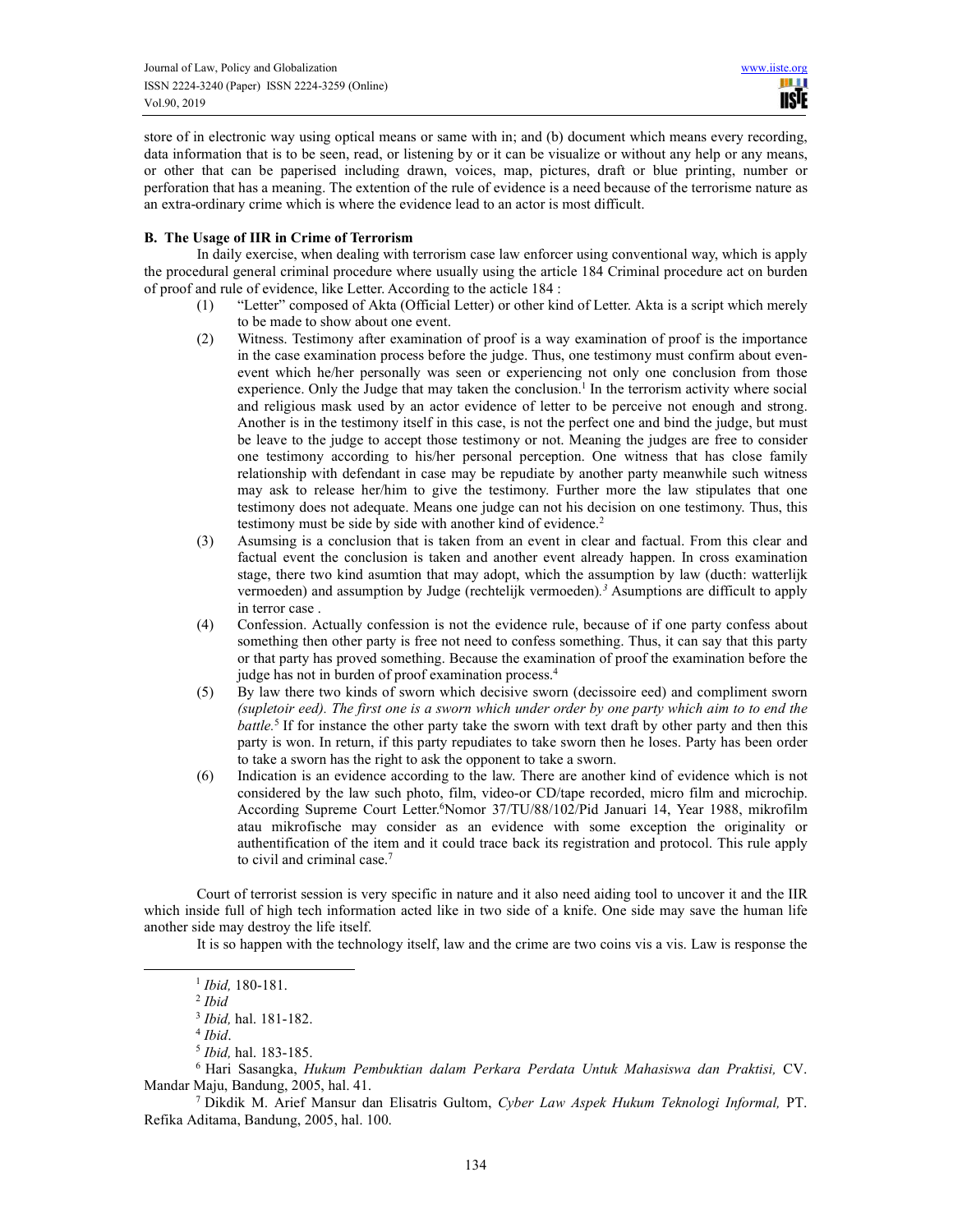store of in electronic way using optical means or same with in; and (b) document which means every recording, data information that is to be seen, read, or listening by or it can be visualize or without any help or any means, or other that can be paperised including drawn, voices, map, pictures, draft or blue printing, number or perforation that has a meaning. The extention of the rule of evidence is a need because of the terrorisme nature as an extra-ordinary crime which is where the evidence lead to an actor is most difficult.

### B. The Usage of IIR in Crime of Terrorism

In daily exercise, when dealing with terrorism case law enforcer using conventional way, which is apply the procedural general criminal procedure where usually using the article 184 Criminal procedure act on burden of proof and rule of evidence, like Letter. According to the acticle 184 :

(1) "Letter" composed of Akta (Official Letter) or other kind of Letter. Akta is a script which merely to be made to show about one event.

(2) Witness. Testimony after examination of proof is a way examination of proof is the importance in the case examination process before the judge. Thus, one testimony must confirm about even-event which he/her personally was seen or experiencing not only one conclusion from those experience. Only the Judge that may taken the conclusion.[1] In the terrorism activity where social and religious mask used by an actor evidence of letter to be perceive not enough and strong. Another is in the testimony itself in this case, is not the perfect one and bind the judge, but must be leave to the judge to accept those testimony or not. Meaning the judges are free to consider one testimony according to his/her personal perception. One witness that has close family relationship with defendant in case may be repudiate by another party meanwhile such witness may ask to release her/him to give the testimony. Further more the law stipulates that one testimony does not adequate. Means one judge can not his decision on one testimony. Thus, this testimony must be side by side with another kind of evidence.[2]

(3) Asumsing is a conclusion that is taken from an event in clear and factual. From this clear and factual event the conclusion is taken and another event already happen. In cross examination stage, there two kind asumtion that may adopt, which the assumption by law (ducth: watterlijk vermoeden) and assumption by Judge (rechtelijk vermoeden).[3] Asumptions are difficult to apply in terror case .

(4) Confession. Actually confession is not the evidence rule, because of if one party confess about something then other party is free not need to confess something. Thus, it can say that this party or that party has proved something. Because the examination of proof the examination before the judge has not in burden of proof examination process.[4]

(5) By law there two kinds of sworn which decisive sworn (decissoire eed) and compliment sworn *(supletoir eed). The first one is a sworn which under order by one party which aim to to end the battle.*[5] If for instance the other party take the sworn with text draft by other party and then this party is won. In return, if this party repudiates to take sworn then he loses. Party has been order to take a sworn has the right to ask the opponent to take a sworn.

(6) Indication is an evidence according to the law. There are another kind of evidence which is not considered by the law such photo, film, video-or CD/tape recorded, micro film and microchip. According Supreme Court Letter.[6]Nomor 37/TU/88/102/Pid Januari 14, Year 1988, mikrofilm atau mikrofische may consider as an evidence with some exception the originality or authentification of the item and it could trace back its registration and protocol. This rule apply to civil and criminal case.[7]

Court of terrorist session is very specific in nature and it also need aiding tool to uncover it and the IIR which inside full of high tech information acted like in two side of a knife. One side may save the human life another side may destroy the life itself.

It is so happen with the technology itself, law and the crime are two coins vis a vis. Law is response the

---

[1] *Ibid,* 180-181.

[2] *Ibid*

[3] *Ibid,* hal. 181-182.

[4] *Ibid*.

[5] *Ibid,* hal. 183-185.

[6] Hari Sasangka, *Hukum Pembuktian dalam Perkara Perdata Untuk Mahasiswa dan Praktisi,* CV. Mandar Maju, Bandung, 2005, hal. 41.

[7] Dikdik M. Arief Mansur dan Elisatris Gultom, *Cyber Law Aspek Hukum Teknologi Informal,* PT. Refika Aditama, Bandung, 2005, hal. 100.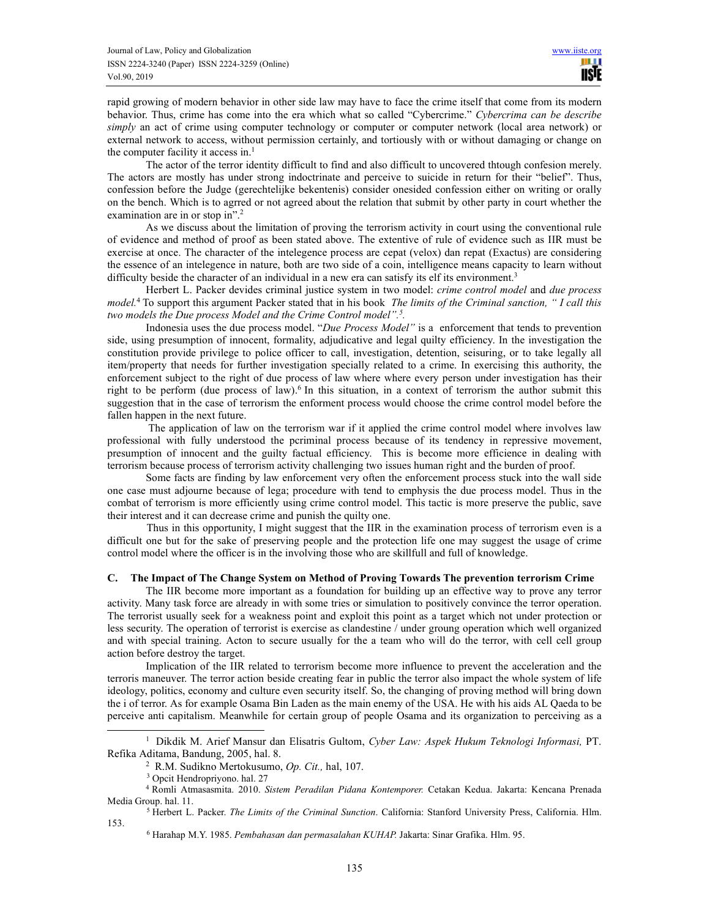rapid growing of modern behavior in other side law may have to face the crime itself that come from its modern behavior. Thus, crime has come into the era which what so called "Cybercrime." *Cybercrima can be describe simply* an act of crime using computer technology or computer or computer network (local area network) or external network to access, without permission certainly, and tortiously with or without damaging or change on the computer facility it access in.[1]

The actor of the terror identity difficult to find and also difficult to uncovered thtough confesion merely. The actors are mostly has under strong indoctrinate and perceive to suicide in return for their "belief". Thus, confession before the Judge (gerechtelijke bekentenis) consider onesided confession either on writing or orally on the bench. Which is to agrred or not agreed about the relation that submit by other party in court whether the examination are in or stop in".[2]

As we discuss about the limitation of proving the terrorism activity in court using the conventional rule of evidence and method of proof as been stated above. The extentive of rule of evidence such as IIR must be exercise at once. The character of the intelegence process are cepat (velox) dan repat (Exactus) are considering the essence of an intelegence in nature, both are two side of a coin, intelligence means capacity to learn without difficulty beside the character of an individual in a new era can satisfy its elf its environment.[3]

Herbert L. Packer devides criminal justice system in two model: *crime control model* and *due process model.*[4] To support this argument Packer stated that in his book *The limits of the Criminal sanction, " I call this two models the Due process Model and the Crime Control model".*[5]

Indonesia uses the due process model. "*Due Process Model"* is a enforcement that tends to prevention side, using presumption of innocent, formality, adjudicative and legal quilty efficiency. In the investigation the constitution provide privilege to police officer to call, investigation, detention, seisuring, or to take legally all item/property that needs for further investigation specially related to a crime. In exercising this authority, the enforcement subject to the right of due process of law where where every person under investigation has their right to be perform (due process of law).[6] In this situation, in a context of terrorism the author submit this suggestion that in the case of terrorism the enforment process would choose the crime control model before the fallen happen in the next future.

The application of law on the terrorism war if it applied the crime control model where involves law professional with fully understood the pcriminal process because of its tendency in repressive movement, presumption of innocent and the guilty factual efficiency. This is become more efficience in dealing with terrorism because process of terrorism activity challenging two issues human right and the burden of proof.

Some facts are finding by law enforcement very often the enforcement process stuck into the wall side one case must adjourne because of lega; procedure with tend to emphysis the due process model. Thus in the combat of terrorism is more efficiently using crime control model. This tactic is more preserve the public, save their interest and it can decrease crime and punish the quilty one.

Thus in this opportunity, I might suggest that the IIR in the examination process of terrorism even is a difficult one but for the sake of preserving people and the protection life one may suggest the usage of crime control model where the officer is in the involving those who are skillfull and full of knowledge.

## C. The Impact of The Change System on Method of Proving Towards The prevention terrorism Crime

The IIR become more important as a foundation for building up an effective way to prove any terror activity. Many task force are already in with some tries or simulation to positively convince the terror operation. The terrorist usually seek for a weakness point and exploit this point as a target which not under protection or less security. The operation of terrorist is exercise as clandestine / under groung operation which well organized and with special training. Acton to secure usually for the a team who will do the terror, with cell cell group action before destroy the target.

Implication of the IIR related to terrorism become more influence to prevent the acceleration and the terroris maneuver. The terror action beside creating fear in public the terror also impact the whole system of life ideology, politics, economy and culture even security itself. So, the changing of proving method will bring down the i of terror. As for example Osama Bin Laden as the main enemy of the USA. He with his aids AL Qaeda to be perceive anti capitalism. Meanwhile for certain group of people Osama and its organization to perceiving as a

---

[1] Dikdik M. Arief Mansur dan Elisatris Gultom, *Cyber Law: Aspek Hukum Teknologi Informasi,* PT. Refika Aditama, Bandung, 2005, hal. 8.

[2] R.M. Sudikno Mertokusumo, *Op. Cit.,* hal, 107.

[3] Opcit Hendropriyono. hal. 27

[4] Romli Atmasasmita. 2010. *Sistem Peradilan Pidana Kontemporer.* Cetakan Kedua. Jakarta: Kencana Prenada Media Group. hal. 11.

[5] Herbert L. Packer. *The Limits of the Criminal Sunction*. California: Stanford University Press, California. Hlm. 153.

[6] Harahap M.Y. 1985. *Pembahasan dan permasalahan KUHAP.* Jakarta: Sinar Grafika. Hlm. 95.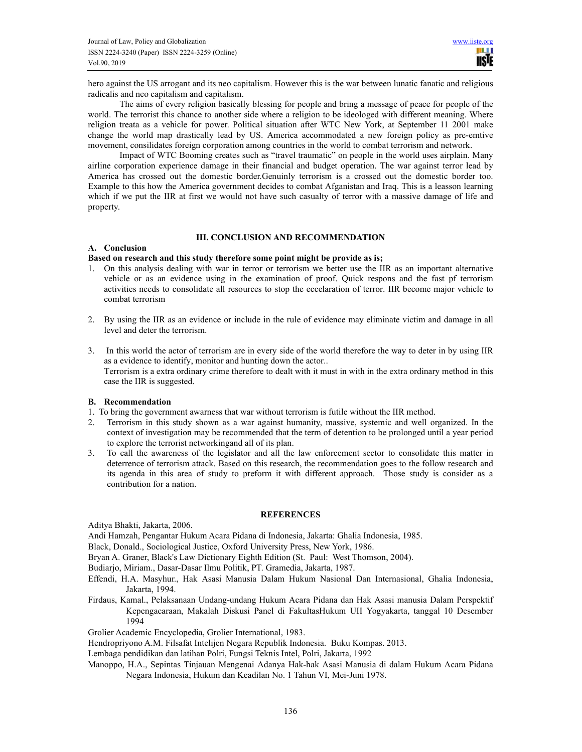hero against the US arrogant and its neo capitalism. However this is the war between lunatic fanatic and religious radicalis and neo capitalism and capitalism.

The aims of every religion basically blessing for people and bring a message of peace for people of the world. The terrorist this chance to another side where a religion to be ideologed with different meaning. Where religion treata as a vehicle for power. Political situation after WTC New York, at September 11 2001 make change the world map drastically lead by US. America accommodated a new foreign policy as pre-emtive movement, consilidates foreign corporation among countries in the world to combat terrorism and network.

Impact of WTC Booming creates such as "travel traumatic" on people in the world uses airplain. Many airline corporation experience damage in their financial and budget operation. The war against terror lead by America has crossed out the domestic border.Genuinly terrorism is a crossed out the domestic border too. Example to this how the America government decides to combat Afganistan and Iraq. This is a leasson learning which if we put the IIR at first we would not have such casualty of terror with a massive damage of life and property.

## III. CONCLUSION AND RECOMMENDATION

### A. Conclusion

**Based on research and this study therefore some point might be provide as is;**

1. On this analysis dealing with war in terror or terrorism we better use the IIR as an important alternative vehicle or as an evidence using in the examination of proof. Quick respons and the fast pf terrorism activities needs to consolidate all resources to stop the eccelaration of terror. IIR become major vehicle to combat terrorism

2. By using the IIR as an evidence or include in the rule of evidence may eliminate victim and damage in all level and deter the terrorism.

3. In this world the actor of terrorism are in every side of the world therefore the way to deter in by using IIR as a evidence to identify, monitor and hunting down the actor..
   Terrorism is a extra ordinary crime therefore to dealt with it must in with in the extra ordinary method in this case the IIR is suggested.

### B. Recommendation

1. To bring the government awarness that war without terrorism is futile without the IIR method.
2. Terrorism in this study shown as a war against humanity, massive, systemic and well organized. In the context of investigation may be recommended that the term of detention to be prolonged until a year period to explore the terrorist networkingand all of its plan.
3. To call the awareness of the legislator and all the law enforcement sector to consolidate this matter in deterrence of terrorism attack. Based on this research, the recommendation goes to the follow research and its agenda in this area of study to preform it with different approach. Those study is consider as a contribution for a nation.

## REFERENCES

Aditya Bhakti, Jakarta, 2006.

Andi Hamzah, Pengantar Hukum Acara Pidana di Indonesia, Jakarta: Ghalia Indonesia, 1985.

Black, Donald., Sociological Justice, Oxford University Press, New York, 1986.

Bryan A. Graner, Black's Law Dictionary Eighth Edition (St. Paul: West Thomson, 2004).

Budiarjo, Miriam., Dasar-Dasar Ilmu Politik, PT. Gramedia, Jakarta, 1987.

Effendi, H.A. Masyhur., Hak Asasi Manusia Dalam Hukum Nasional Dan Internasional, Ghalia Indonesia, Jakarta, 1994.

Firdaus, Kamal., Pelaksanaan Undang-undang Hukum Acara Pidana dan Hak Asasi manusia Dalam Perspektif Kepengacaraan, Makalah Diskusi Panel di FakultasHukum UII Yogyakarta, tanggal 10 Desember 1994

Grolier Academic Encyclopedia, Grolier International, 1983.

Hendropriyono A.M. Filsafat Intelijen Negara Republik Indonesia. Buku Kompas. 2013.

Lembaga pendidikan dan latihan Polri, Fungsi Teknis Intel, Polri, Jakarta, 1992

Manoppo, H.A., Sepintas Tinjauan Mengenai Adanya Hak-hak Asasi Manusia di dalam Hukum Acara Pidana Negara Indonesia, Hukum dan Keadilan No. 1 Tahun VI, Mei-Juni 1978.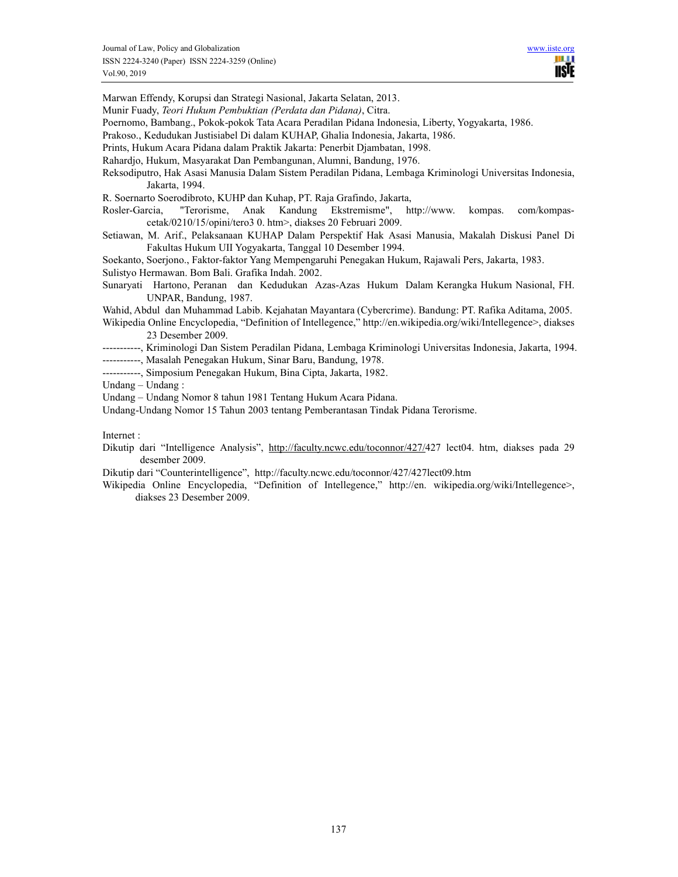Marwan Effendy, Korupsi dan Strategi Nasional, Jakarta Selatan, 2013.

Munir Fuady, *Teori Hukum Pembuktian (Perdata dan Pidana)*, Citra.

Poernomo, Bambang., Pokok-pokok Tata Acara Peradilan Pidana Indonesia, Liberty, Yogyakarta, 1986.

Prakoso., Kedudukan Justisiabel Di dalam KUHAP, Ghalia Indonesia, Jakarta, 1986.

Prints, Hukum Acara Pidana dalam Praktik Jakarta: Penerbit Djambatan, 1998.

Rahardjo, Hukum, Masyarakat Dan Pembangunan, Alumni, Bandung, 1976.

Reksodiputro, Hak Asasi Manusia Dalam Sistem Peradilan Pidana, Lembaga Kriminologi Universitas Indonesia, Jakarta, 1994.

R. Soernarto Soerodibroto, KUHP dan Kuhap, PT. Raja Grafindo, Jakarta,

Rosler-Garcia, "Terorisme, Anak Kandung Ekstremisme", http://www. kompas. com/kompas-cetak/0210/15/opini/tero3 0. htm>, diakses 20 Februari 2009.

Setiawan, M. Arif., Pelaksanaan KUHAP Dalam Perspektif Hak Asasi Manusia, Makalah Diskusi Panel Di Fakultas Hukum UII Yogyakarta, Tanggal 10 Desember 1994.

Soekanto, Soerjono., Faktor-faktor Yang Mempengaruhi Penegakan Hukum, Rajawali Pers, Jakarta, 1983.

Sulistyo Hermawan. Bom Bali. Grafika Indah. 2002.

Sunaryati Hartono, Peranan dan Kedudukan Azas-Azas Hukum Dalam Kerangka Hukum Nasional, FH. UNPAR, Bandung, 1987.

Wahid, Abdul dan Muhammad Labib. Kejahatan Mayantara (Cybercrime). Bandung: PT. Rafika Aditama, 2005.

Wikipedia Online Encyclopedia, "Definition of Intellegence," http://en.wikipedia.org/wiki/Intellegence>, diakses 23 Desember 2009.

-----------, Kriminologi Dan Sistem Peradilan Pidana, Lembaga Kriminologi Universitas Indonesia, Jakarta, 1994.

-----------, Masalah Penegakan Hukum, Sinar Baru, Bandung, 1978.

-----------, Simposium Penegakan Hukum, Bina Cipta, Jakarta, 1982.

Undang – Undang :

Undang – Undang Nomor 8 tahun 1981 Tentang Hukum Acara Pidana.

Undang-Undang Nomor 15 Tahun 2003 tentang Pemberantasan Tindak Pidana Terorisme.

Internet :

Dikutip dari "Intelligence Analysis", http://faculty.ncwc.edu/toconnor/427/427 lect04. htm, diakses pada 29 desember 2009.

Dikutip dari "Counterintelligence", http://faculty.ncwc.edu/toconnor/427/427lect09.htm

Wikipedia Online Encyclopedia, "Definition of Intellegence," http://en. wikipedia.org/wiki/Intellegence>, diakses 23 Desember 2009.